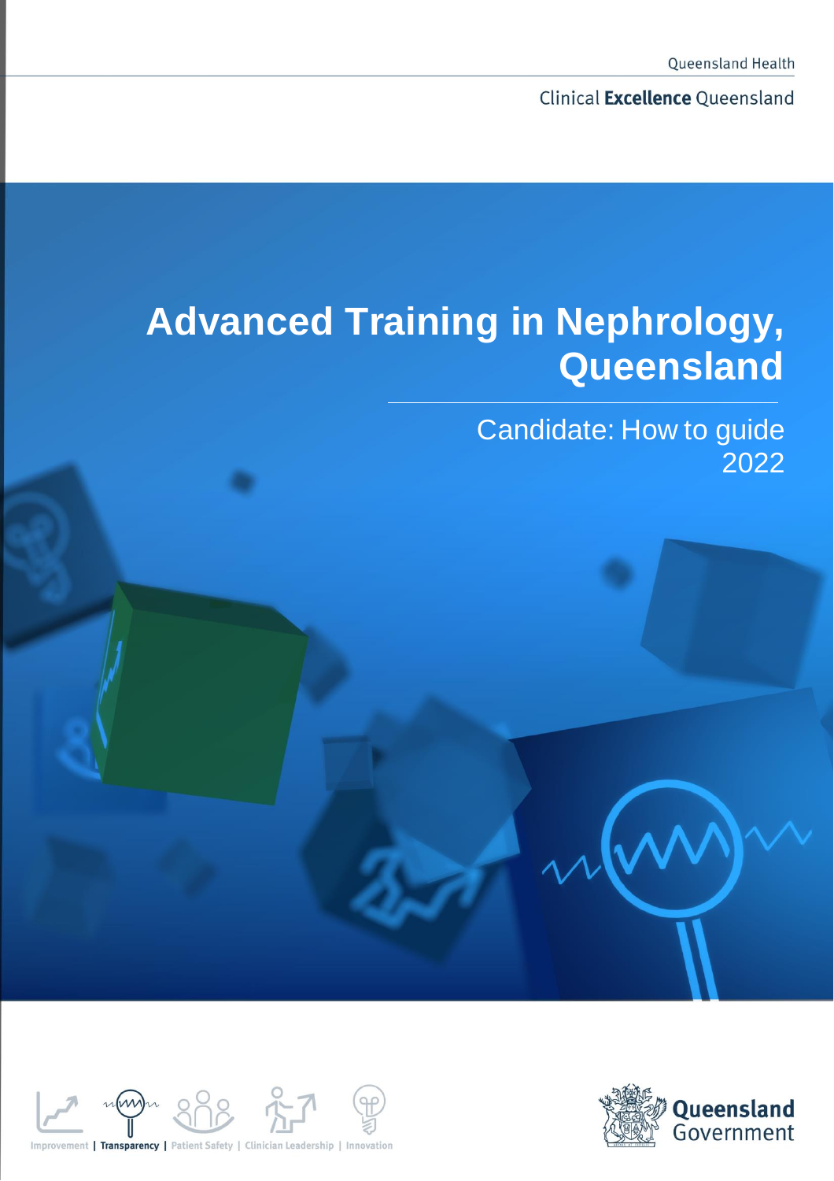Queensland Health

Clinical **Excellence** Queensland

# Advanced Training in Nephrology, Queensland

## Candidate: How to guide 2022

Improvement | **Transparency** | Patient Safety | Clinician Leadership | Innovation

Queensland Government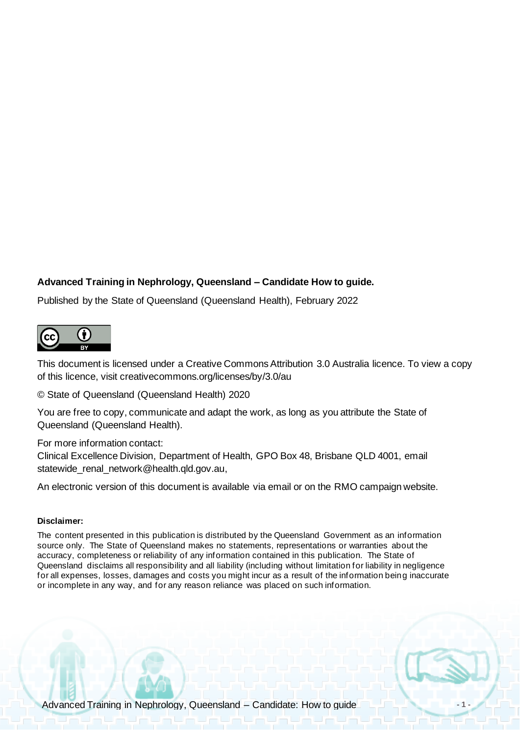**Advanced Training in Nephrology, Queensland – Candidate How to guide.**

Published by the State of Queensland (Queensland Health), February 2022

This document is licensed under a Creative Commons Attribution 3.0 Australia licence. To view a copy of this licence, visit creativecommons.org/licenses/by/3.0/au

© State of Queensland (Queensland Health) 2020

You are free to copy, communicate and adapt the work, as long as you attribute the State of Queensland (Queensland Health).

For more information contact:
Clinical Excellence Division, Department of Health, GPO Box 48, Brisbane QLD 4001, email statewide_renal_network@health.qld.gov.au,

An electronic version of this document is available via email or on the RMO campaign website.

**Disclaimer:**

The content presented in this publication is distributed by the Queensland Government as an information source only. The State of Queensland makes no statements, representations or warranties about the accuracy, completeness or reliability of any information contained in this publication. The State of Queensland disclaims all responsibility and all liability (including without limitation for liability in negligence for all expenses, losses, damages and costs you might incur as a result of the information being inaccurate or incomplete in any way, and for any reason reliance was placed on such information.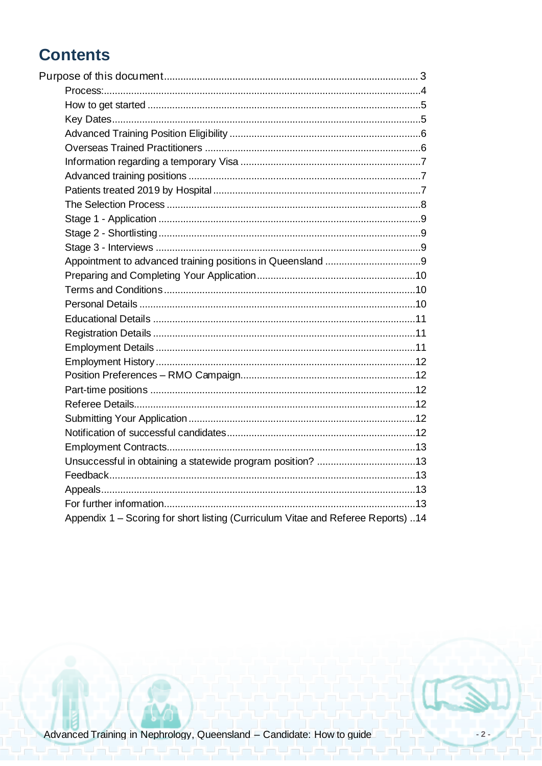# Contents

Purpose of this document ... 3

- Process: ... 4
- How to get started ... 5
- Key Dates ... 5
- Advanced Training Position Eligibility ... 6
- Overseas Trained Practitioners ... 6
- Information regarding a temporary Visa ... 7
- Advanced training positions ... 7
- Patients treated 2019 by Hospital ... 7
- The Selection Process ... 8
- Stage 1 - Application ... 9
- Stage 2 - Shortlisting ... 9
- Stage 3 - Interviews ... 9
- Appointment to advanced training positions in Queensland ... 9
- Preparing and Completing Your Application ... 10
- Terms and Conditions ... 10
- Personal Details ... 10
- Educational Details ... 11
- Registration Details ... 11
- Employment Details ... 11
- Employment History ... 12
- Position Preferences – RMO Campaign ... 12
- Part-time positions ... 12
- Referee Details ... 12
- Submitting Your Application ... 12
- Notification of successful candidates ... 12
- Employment Contracts ... 13
- Unsuccessful in obtaining a statewide program position? ... 13
- Feedback ... 13
- Appeals ... 13
- For further information ... 13
- Appendix 1 – Scoring for short listing (Curriculum Vitae and Referee Reports) ... 14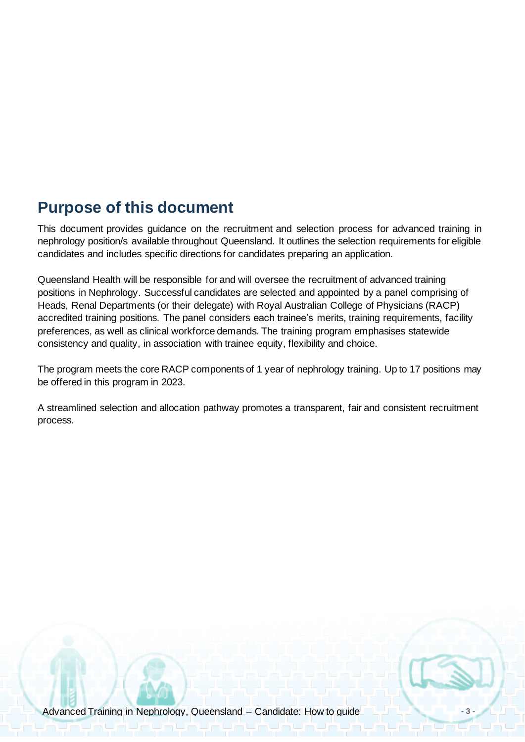## Purpose of this document

This document provides guidance on the recruitment and selection process for advanced training in nephrology position/s available throughout Queensland. It outlines the selection requirements for eligible candidates and includes specific directions for candidates preparing an application.

Queensland Health will be responsible for and will oversee the recruitment of advanced training positions in Nephrology. Successful candidates are selected and appointed by a panel comprising of Heads, Renal Departments (or their delegate) with Royal Australian College of Physicians (RACP) accredited training positions. The panel considers each trainee's merits, training requirements, facility preferences, as well as clinical workforce demands. The training program emphasises statewide consistency and quality, in association with trainee equity, flexibility and choice.

The program meets the core RACP components of 1 year of nephrology training. Up to 17 positions may be offered in this program in 2023.

A streamlined selection and allocation pathway promotes a transparent, fair and consistent recruitment process.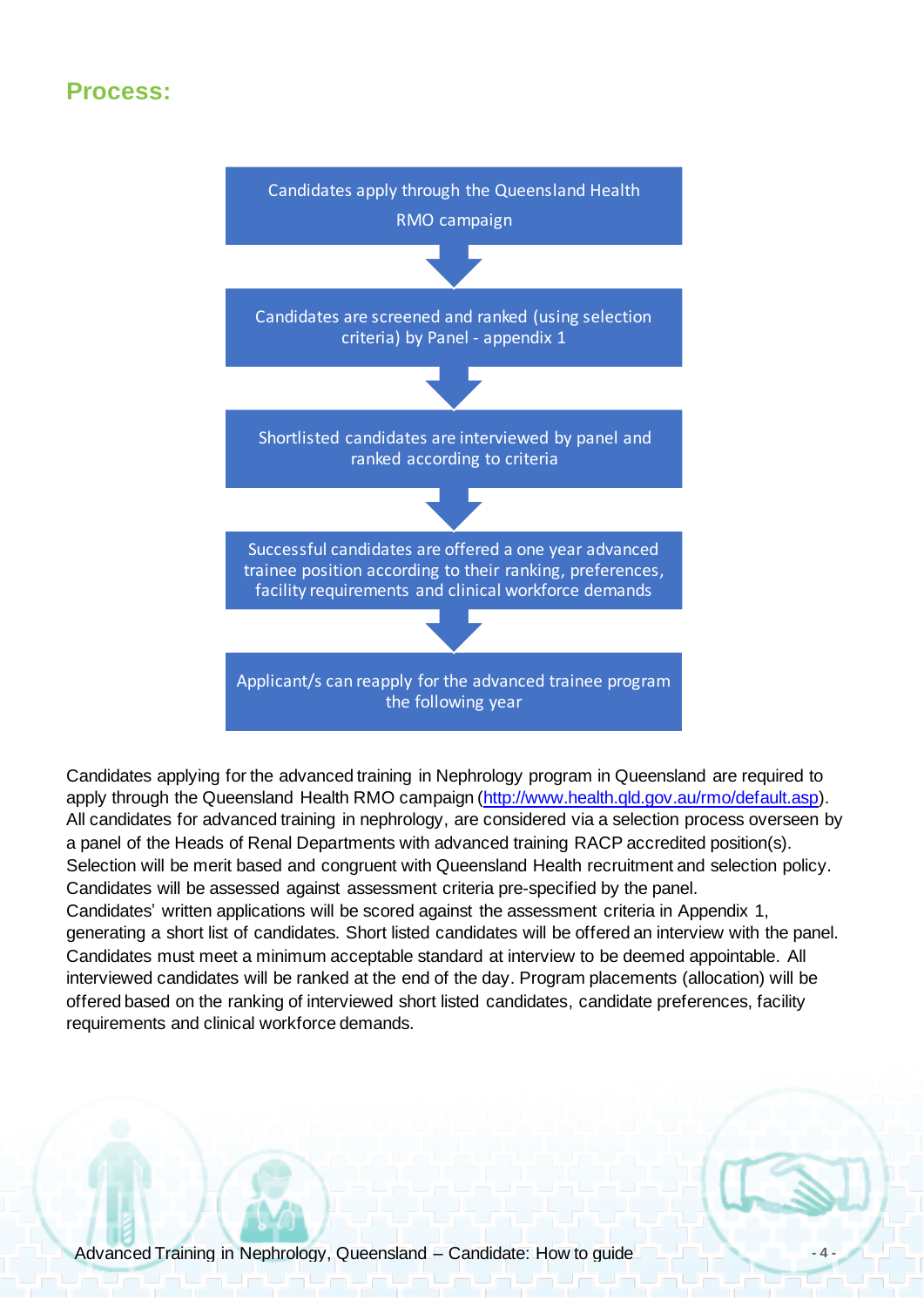## Process:

Candidates apply through the Queensland Health RMO campaign

↓

Candidates are screened and ranked (using selection criteria) by Panel - appendix 1

↓

Shortlisted candidates are interviewed by panel and ranked according to criteria

↓

Successful candidates are offered a one year advanced trainee position according to their ranking, preferences, facility requirements and clinical workforce demands

↓

Applicant/s can reapply for the advanced trainee program the following year

Candidates applying for the advanced training in Nephrology program in Queensland are required to apply through the Queensland Health RMO campaign (http://www.health.qld.gov.au/rmo/default.asp). All candidates for advanced training in nephrology, are considered via a selection process overseen by a panel of the Heads of Renal Departments with advanced training RACP accredited position(s). Selection will be merit based and congruent with Queensland Health recruitment and selection policy. Candidates will be assessed against assessment criteria pre-specified by the panel. Candidates' written applications will be scored against the assessment criteria in Appendix 1, generating a short list of candidates. Short listed candidates will be offered an interview with the panel. Candidates must meet a minimum acceptable standard at interview to be deemed appointable. All interviewed candidates will be ranked at the end of the day. Program placements (allocation) will be offered based on the ranking of interviewed short listed candidates, candidate preferences, facility requirements and clinical workforce demands.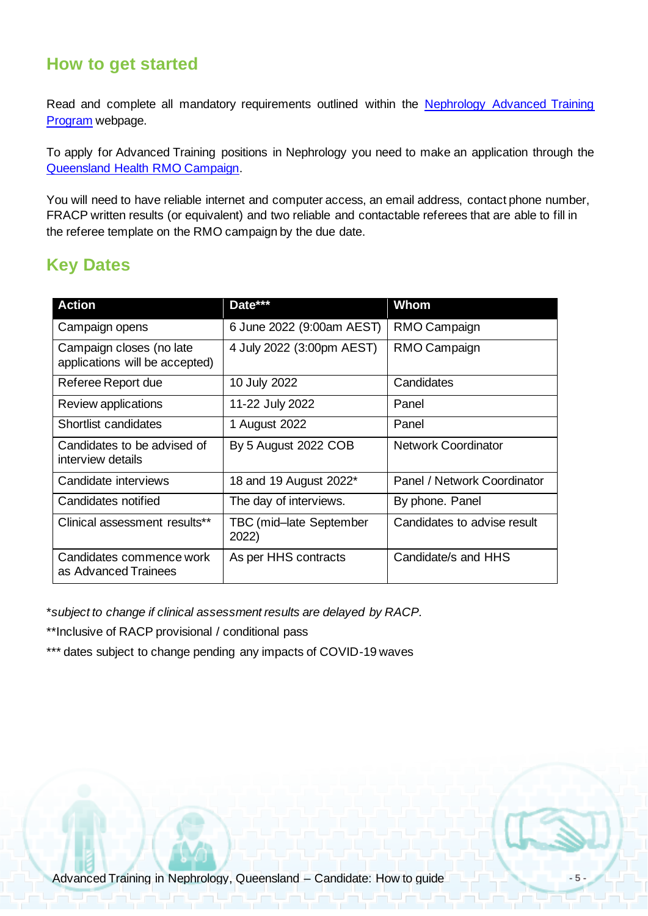## How to get started

Read and complete all mandatory requirements outlined within the [Nephrology Advanced Training Program]() webpage.

To apply for Advanced Training positions in Nephrology you need to make an application through the [Queensland Health RMO Campaign]().

You will need to have reliable internet and computer access, an email address, contact phone number, FRACP written results (or equivalent) and two reliable and contactable referees that are able to fill in the referee template on the RMO campaign by the due date.

## Key Dates

| Action | Date*** | Whom |
|---|---|---|
| Campaign opens | 6 June 2022 (9:00am AEST) | RMO Campaign |
| Campaign closes (no late applications will be accepted) | 4 July 2022 (3:00pm AEST) | RMO Campaign |
| Referee Report due | 10 July 2022 | Candidates |
| Review applications | 11-22 July 2022 | Panel |
| Shortlist candidates | 1 August 2022 | Panel |
| Candidates to be advised of interview details | By 5 August 2022 COB | Network Coordinator |
| Candidate interviews | 18 and 19 August 2022* | Panel / Network Coordinator |
| Candidates notified | The day of interviews. | By phone. Panel |
| Clinical assessment results** | TBC (mid–late September 2022) | Candidates to advise result |
| Candidates commence work as Advanced Trainees | As per HHS contracts | Candidate/s and HHS |

**subject to change if clinical assessment results are delayed by RACP.*

**Inclusive of RACP provisional / conditional pass

*** dates subject to change pending any impacts of COVID-19 waves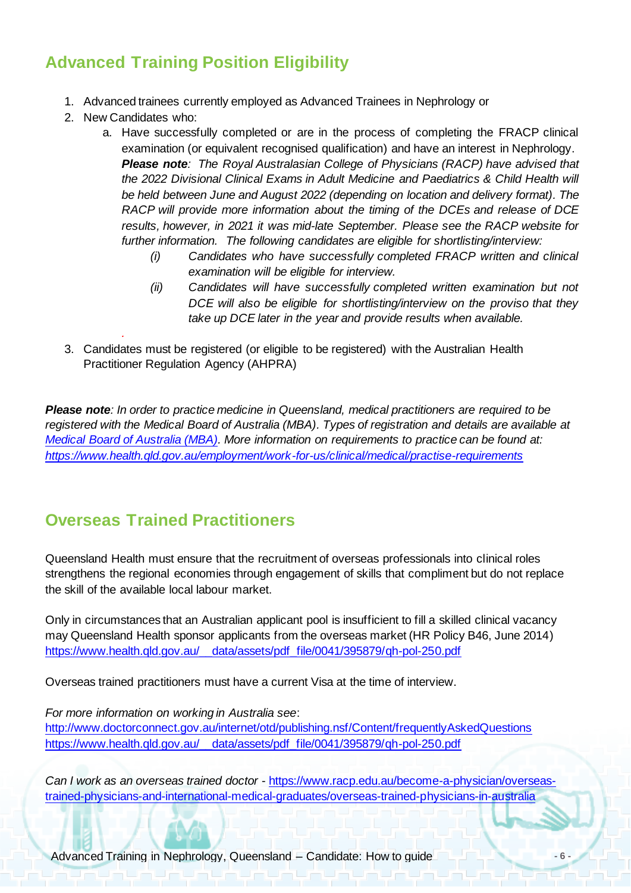## Advanced Training Position Eligibility

1. Advanced trainees currently employed as Advanced Trainees in Nephrology or
2. New Candidates who:
   a. Have successfully completed or are in the process of completing the FRACP clinical examination (or equivalent recognised qualification) and have an interest in Nephrology.
      ***Please note**: The Royal Australasian College of Physicians (RACP) have advised that the 2022 Divisional Clinical Exams in Adult Medicine and Paediatrics & Child Health will be held between June and August 2022 (depending on location and delivery format). The RACP will provide more information about the timing of the DCEs and release of DCE results, however, in 2021 it was mid-late September. Please see the RACP website for further information. The following candidates are eligible for shortlisting/interview:*
      *(i) Candidates who have successfully completed FRACP written and clinical examination will be eligible for interview.*
      *(ii) Candidates will have successfully completed written examination but not DCE will also be eligible for shortlisting/interview on the proviso that they take up DCE later in the year and provide results when available.*
3. Candidates must be registered (or eligible to be registered) with the Australian Health Practitioner Regulation Agency (AHPRA)

***Please note**: In order to practice medicine in Queensland, medical practitioners are required to be registered with the Medical Board of Australia (MBA). Types of registration and details are available at [Medical Board of Australia (MBA)](). More information on requirements to practice can be found at: https://www.health.qld.gov.au/employment/work-for-us/clinical/medical/practise-requirements*

## Overseas Trained Practitioners

Queensland Health must ensure that the recruitment of overseas professionals into clinical roles strengthens the regional economies through engagement of skills that compliment but do not replace the skill of the available local labour market.

Only in circumstances that an Australian applicant pool is insufficient to fill a skilled clinical vacancy may Queensland Health sponsor applicants from the overseas market (HR Policy B46, June 2014) https://www.health.qld.gov.au/__data/assets/pdf_file/0041/395879/qh-pol-250.pdf

Overseas trained practitioners must have a current Visa at the time of interview.

*For more information on working in Australia see*:
http://www.doctorconnect.gov.au/internet/otd/publishing.nsf/Content/frequentlyAskedQuestions
https://www.health.qld.gov.au/__data/assets/pdf_file/0041/395879/qh-pol-250.pdf

*Can I work as an overseas trained doctor* - https://www.racp.edu.au/become-a-physician/overseas-trained-physicians-and-international-medical-graduates/overseas-trained-physicians-in-australia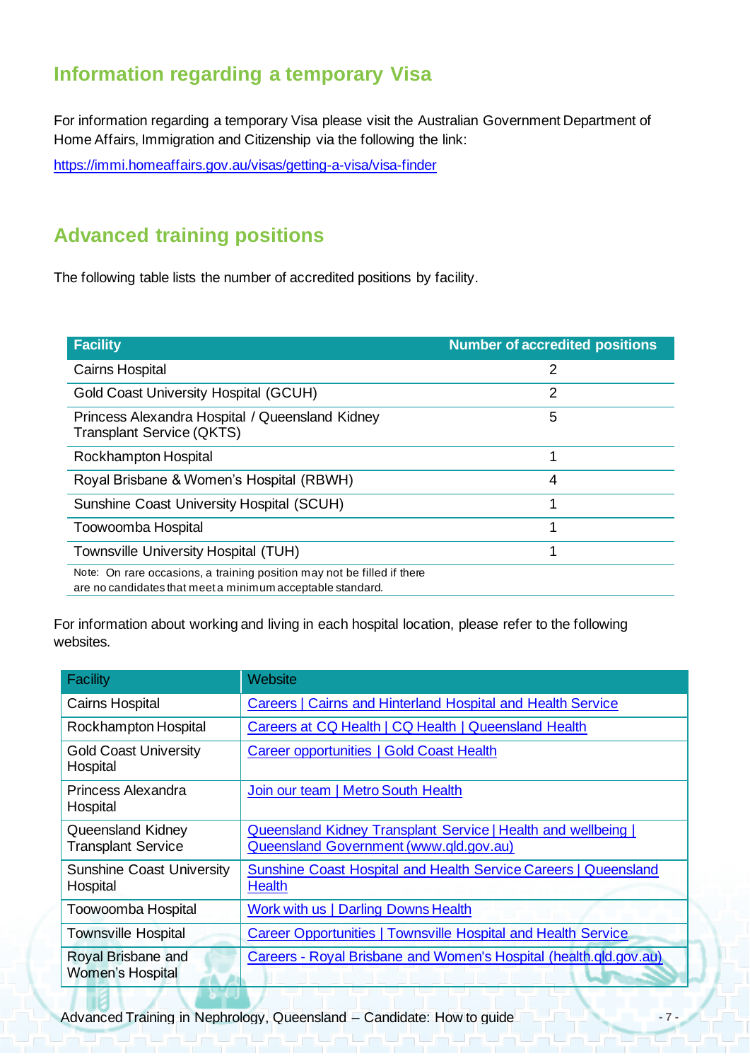## Information regarding a temporary Visa

For information regarding a temporary Visa please visit the Australian Government Department of Home Affairs, Immigration and Citizenship via the following the link:

https://immi.homeaffairs.gov.au/visas/getting-a-visa/visa-finder

## Advanced training positions

The following table lists the number of accredited positions by facility.

| Facility | Number of accredited positions |
|---|---|
| Cairns Hospital | 2 |
| Gold Coast University Hospital (GCUH) | 2 |
| Princess Alexandra Hospital / Queensland Kidney Transplant Service (QKTS) | 5 |
| Rockhampton Hospital | 1 |
| Royal Brisbane & Women's Hospital (RBWH) | 4 |
| Sunshine Coast University Hospital (SCUH) | 1 |
| Toowoomba Hospital | 1 |
| Townsville University Hospital (TUH) | 1 |

Note: On rare occasions, a training position may not be filled if there are no candidates that meet a minimum acceptable standard.

For information about working and living in each hospital location, please refer to the following websites.

| Facility | Website |
|---|---|
| Cairns Hospital | Careers \| Cairns and Hinterland Hospital and Health Service |
| Rockhampton Hospital | Careers at CQ Health \| CQ Health \| Queensland Health |
| Gold Coast University Hospital | Career opportunities \| Gold Coast Health |
| Princess Alexandra Hospital | Join our team \| Metro South Health |
| Queensland Kidney Transplant Service | Queensland Kidney Transplant Service \| Health and wellbeing \| Queensland Government (www.qld.gov.au) |
| Sunshine Coast University Hospital | Sunshine Coast Hospital and Health Service Careers \| Queensland Health |
| Toowoomba Hospital | Work with us \| Darling Downs Health |
| Townsville Hospital | Career Opportunities \| Townsville Hospital and Health Service |
| Royal Brisbane and Women's Hospital | Careers - Royal Brisbane and Women's Hospital (health.qld.gov.au) |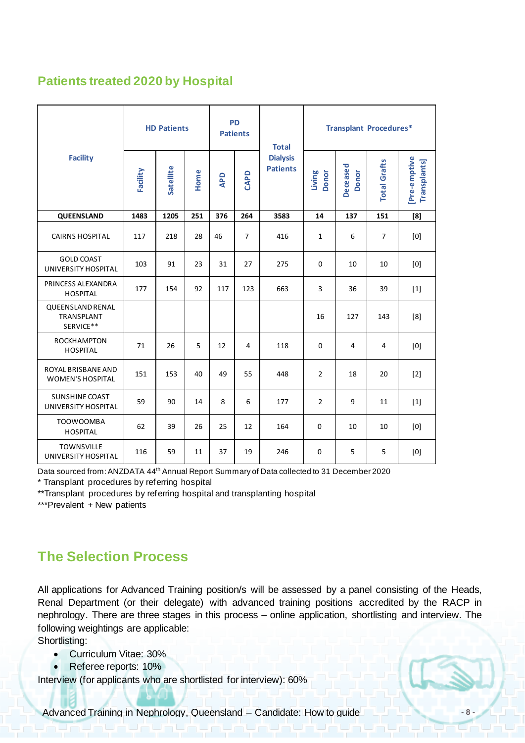## Patients treated 2020 by Hospital

| Facility | HD Patients | | | PD Patients | | Total Dialysis Patients | Transplant Procedures* | | | |
|---|---|---|---|---|---|---|---|---|---|---|
| | Facility | Satellite | Home | APD | CAPD | | Living Donor | Deceased Donor | Total Grafts | [Pre-emptive Transplants] |
| **QUEENSLAND** | **1483** | **1205** | **251** | **376** | **264** | **3583** | **14** | **137** | **151** | **[8]** |
| CAIRNS HOSPITAL | 117 | 218 | 28 | 46 | 7 | 416 | 1 | 6 | 7 | [0] |
| GOLD COAST UNIVERSITY HOSPITAL | 103 | 91 | 23 | 31 | 27 | 275 | 0 | 10 | 10 | [0] |
| PRINCESS ALEXANDRA HOSPITAL | 177 | 154 | 92 | 117 | 123 | 663 | 3 | 36 | 39 | [1] |
| QUEENSLAND RENAL TRANSPLANT SERVICE** | | | | | | | 16 | 127 | 143 | [8] |
| ROCKHAMPTON HOSPITAL | 71 | 26 | 5 | 12 | 4 | 118 | 0 | 4 | 4 | [0] |
| ROYAL BRISBANE AND WOMEN'S HOSPITAL | 151 | 153 | 40 | 49 | 55 | 448 | 2 | 18 | 20 | [2] |
| SUNSHINE COAST UNIVERSITY HOSPITAL | 59 | 90 | 14 | 8 | 6 | 177 | 2 | 9 | 11 | [1] |
| TOOWOOMBA HOSPITAL | 62 | 39 | 26 | 25 | 12 | 164 | 0 | 10 | 10 | [0] |
| TOWNSVILLE UNIVERSITY HOSPITAL | 116 | 59 | 11 | 37 | 19 | 246 | 0 | 5 | 5 | [0] |

Data sourced from: ANZDATA 44th Annual Report Summary of Data collected to 31 December 2020

* Transplant procedures by referring hospital

**Transplant procedures by referring hospital and transplanting hospital

***Prevalent + New patients

## The Selection Process

All applications for Advanced Training position/s will be assessed by a panel consisting of the Heads, Renal Department (or their delegate) with advanced training positions accredited by the RACP in nephrology. There are three stages in this process – online application, shortlisting and interview. The following weightings are applicable:

Shortlisting:

- Curriculum Vitae: 30%
- Referee reports: 10%

Interview (for applicants who are shortlisted for interview): 60%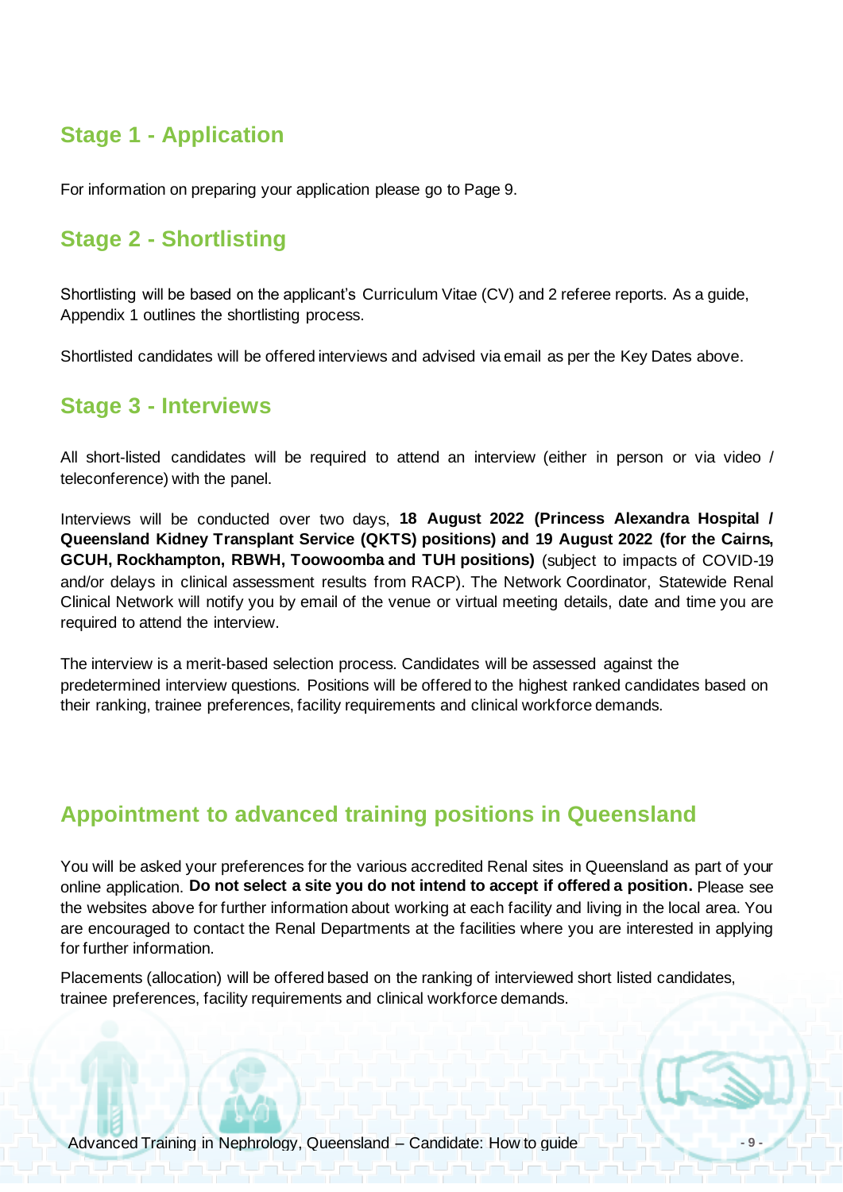## Stage 1 - Application

For information on preparing your application please go to Page 9.

## Stage 2 - Shortlisting

Shortlisting will be based on the applicant's Curriculum Vitae (CV) and 2 referee reports. As a guide, Appendix 1 outlines the shortlisting process.

Shortlisted candidates will be offered interviews and advised via email as per the Key Dates above.

## Stage 3 - Interviews

All short-listed candidates will be required to attend an interview (either in person or via video / teleconference) with the panel.

Interviews will be conducted over two days, **18 August 2022 (Princess Alexandra Hospital / Queensland Kidney Transplant Service (QKTS) positions) and 19 August 2022 (for the Cairns, GCUH, Rockhampton, RBWH, Toowoomba and TUH positions)** (subject to impacts of COVID-19 and/or delays in clinical assessment results from RACP). The Network Coordinator, Statewide Renal Clinical Network will notify you by email of the venue or virtual meeting details, date and time you are required to attend the interview.

The interview is a merit-based selection process. Candidates will be assessed against the predetermined interview questions. Positions will be offered to the highest ranked candidates based on their ranking, trainee preferences, facility requirements and clinical workforce demands.

## Appointment to advanced training positions in Queensland

You will be asked your preferences for the various accredited Renal sites in Queensland as part of your online application. **Do not select a site you do not intend to accept if offered a position.** Please see the websites above for further information about working at each facility and living in the local area. You are encouraged to contact the Renal Departments at the facilities where you are interested in applying for further information.

Placements (allocation) will be offered based on the ranking of interviewed short listed candidates, trainee preferences, facility requirements and clinical workforce demands.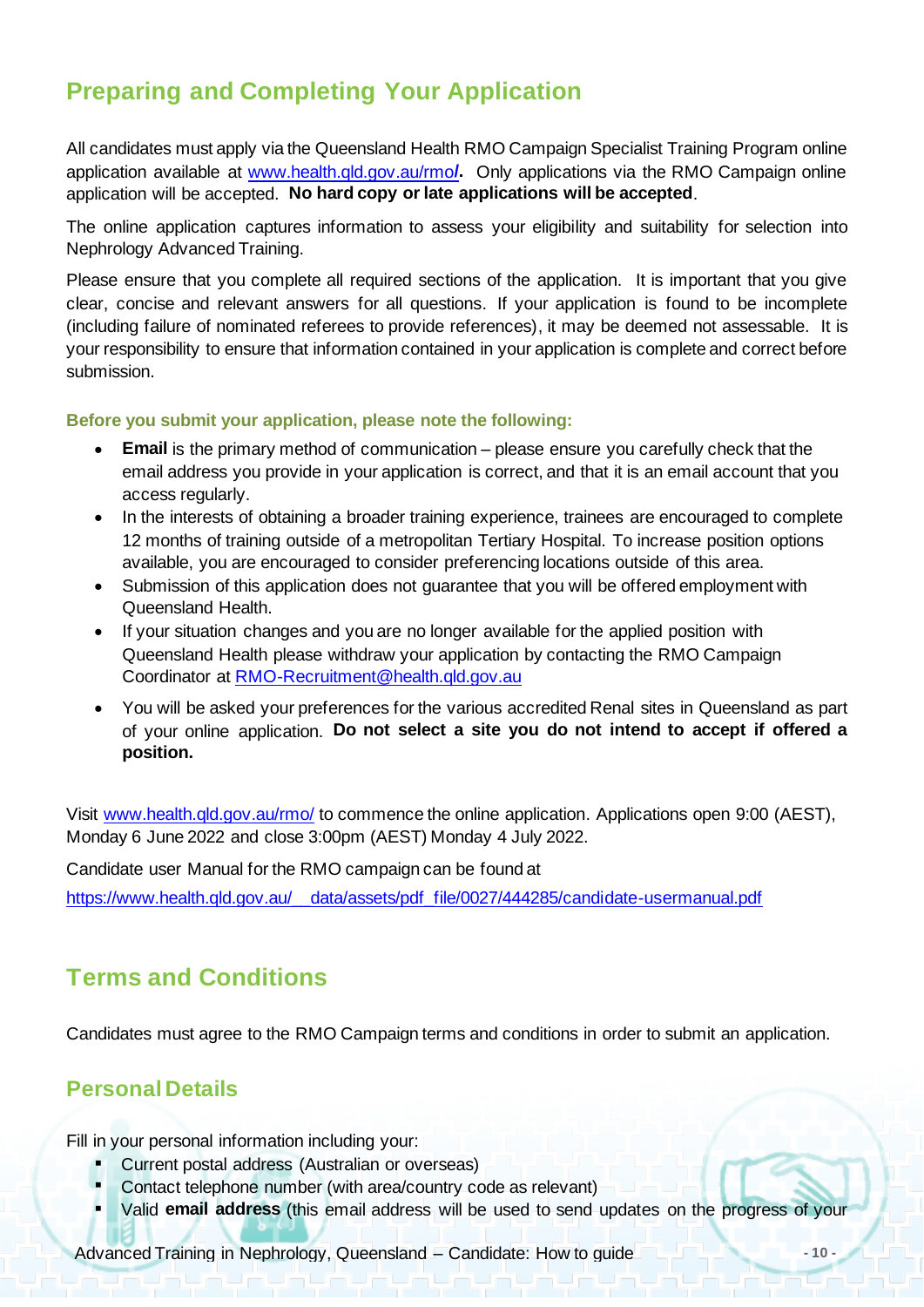## Preparing and Completing Your Application

All candidates must apply via the Queensland Health RMO Campaign Specialist Training Program online application available at [www.health.qld.gov.au/rmo/](www.health.qld.gov.au/rmo/). Only applications via the RMO Campaign online application will be accepted. **No hard copy or late applications will be accepted**.

The online application captures information to assess your eligibility and suitability for selection into Nephrology Advanced Training.

Please ensure that you complete all required sections of the application. It is important that you give clear, concise and relevant answers for all questions. If your application is found to be incomplete (including failure of nominated referees to provide references), it may be deemed not assessable. It is your responsibility to ensure that information contained in your application is complete and correct before submission.

### Before you submit your application, please note the following:

- **Email** is the primary method of communication – please ensure you carefully check that the email address you provide in your application is correct, and that it is an email account that you access regularly.
- In the interests of obtaining a broader training experience, trainees are encouraged to complete 12 months of training outside of a metropolitan Tertiary Hospital. To increase position options available, you are encouraged to consider preferencing locations outside of this area.
- Submission of this application does not guarantee that you will be offered employment with Queensland Health.
- If your situation changes and you are no longer available for the applied position with Queensland Health please withdraw your application by contacting the RMO Campaign Coordinator at RMO-Recruitment@health.qld.gov.au
- You will be asked your preferences for the various accredited Renal sites in Queensland as part of your online application. **Do not select a site you do not intend to accept if offered a position.**

Visit [www.health.qld.gov.au/rmo/](www.health.qld.gov.au/rmo/) to commence the online application. Applications open 9:00 (AEST), Monday 6 June 2022 and close 3:00pm (AEST) Monday 4 July 2022.

Candidate user Manual for the RMO campaign can be found at

https://www.health.qld.gov.au/__data/assets/pdf_file/0027/444285/candidate-usermanual.pdf

## Terms and Conditions

Candidates must agree to the RMO Campaign terms and conditions in order to submit an application.

## Personal Details

Fill in your personal information including your:

- Current postal address (Australian or overseas)
- Contact telephone number (with area/country code as relevant)
- Valid **email address** (this email address will be used to send updates on the progress of your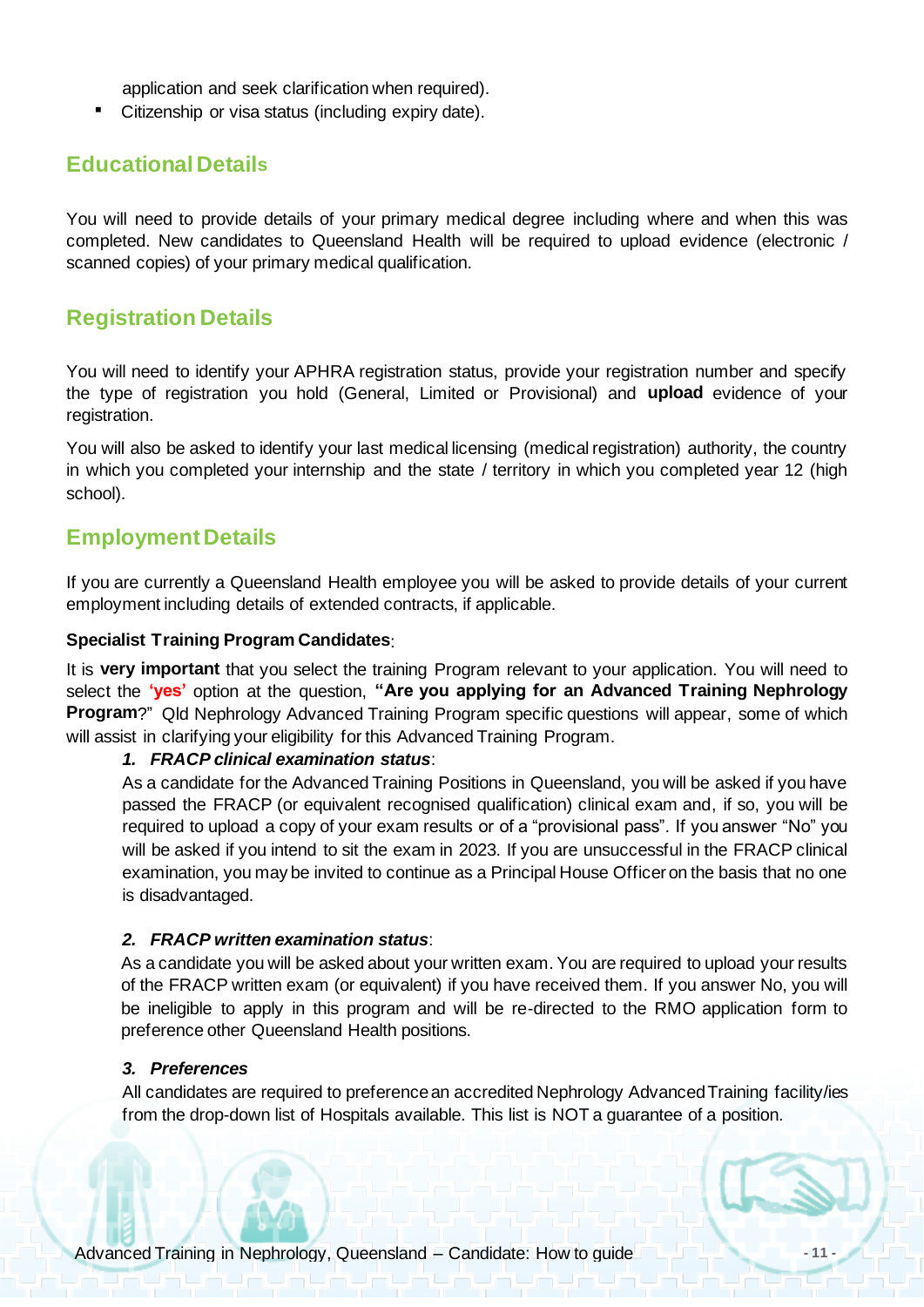application and seek clarification when required).

- Citizenship or visa status (including expiry date).

## Educational Details

You will need to provide details of your primary medical degree including where and when this was completed. New candidates to Queensland Health will be required to upload evidence (electronic / scanned copies) of your primary medical qualification.

## Registration Details

You will need to identify your APHRA registration status, provide your registration number and specify the type of registration you hold (General, Limited or Provisional) and **upload** evidence of your registration.

You will also be asked to identify your last medical licensing (medical registration) authority, the country in which you completed your internship and the state / territory in which you completed year 12 (high school).

## Employment Details

If you are currently a Queensland Health employee you will be asked to provide details of your current employment including details of extended contracts, if applicable.

**Specialist Training Program Candidates**:

It is **very important** that you select the training Program relevant to your application. You will need to select the **'yes'** option at the question, **"Are you applying for an Advanced Training Nephrology Program**?" Qld Nephrology Advanced Training Program specific questions will appear, some of which will assist in clarifying your eligibility for this Advanced Training Program.

1. ***FRACP clinical examination status***:
   As a candidate for the Advanced Training Positions in Queensland, you will be asked if you have passed the FRACP (or equivalent recognised qualification) clinical exam and, if so, you will be required to upload a copy of your exam results or of a "provisional pass". If you answer "No" you will be asked if you intend to sit the exam in 2023. If you are unsuccessful in the FRACP clinical examination, you may be invited to continue as a Principal House Officer on the basis that no one is disadvantaged.

2. ***FRACP written examination status***:
   As a candidate you will be asked about your written exam. You are required to upload your results of the FRACP written exam (or equivalent) if you have received them. If you answer No, you will be ineligible to apply in this program and will be re-directed to the RMO application form to preference other Queensland Health positions.

3. ***Preferences***
   All candidates are required to preference an accredited Nephrology Advanced Training facility/ies from the drop-down list of Hospitals available. This list is NOT a guarantee of a position.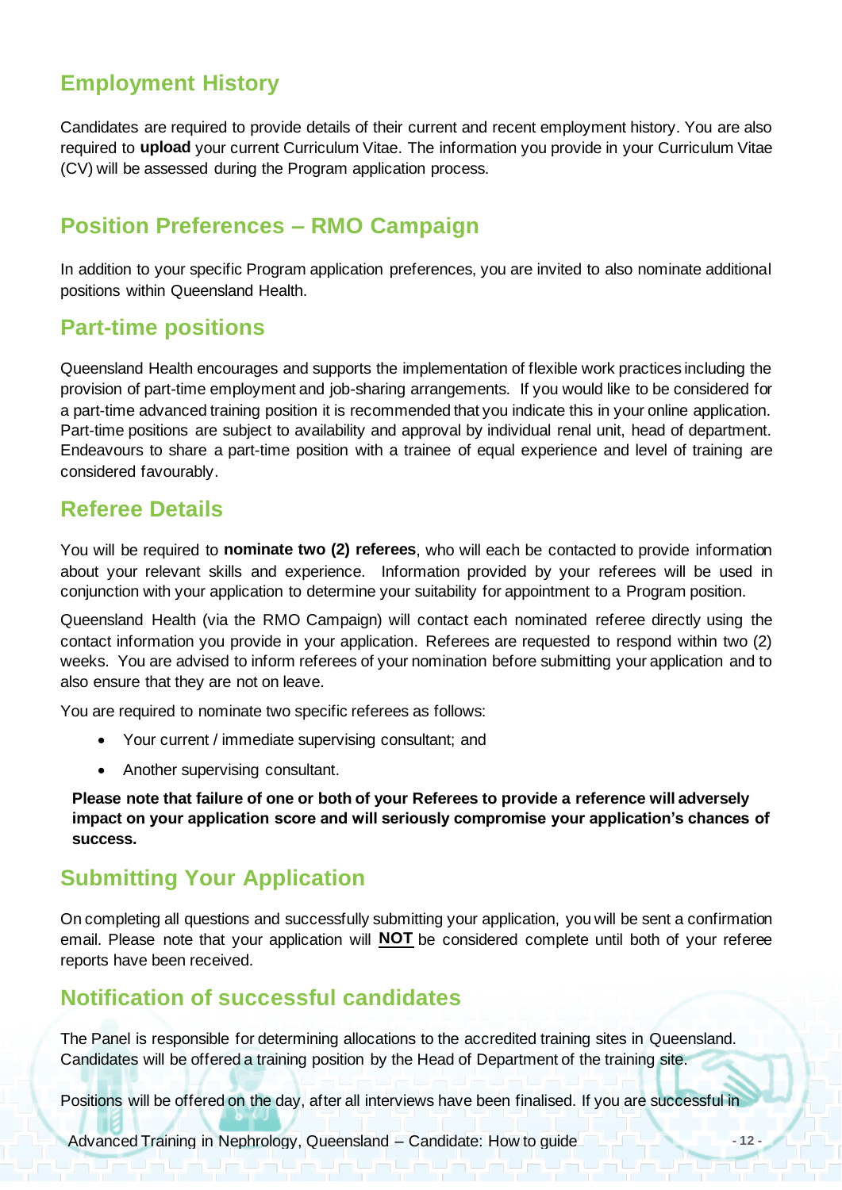## Employment History

Candidates are required to provide details of their current and recent employment history. You are also required to **upload** your current Curriculum Vitae. The information you provide in your Curriculum Vitae (CV) will be assessed during the Program application process.

## Position Preferences – RMO Campaign

In addition to your specific Program application preferences, you are invited to also nominate additional positions within Queensland Health.

## Part-time positions

Queensland Health encourages and supports the implementation of flexible work practices including the provision of part-time employment and job-sharing arrangements. If you would like to be considered for a part-time advanced training position it is recommended that you indicate this in your online application. Part-time positions are subject to availability and approval by individual renal unit, head of department. Endeavours to share a part-time position with a trainee of equal experience and level of training are considered favourably.

## Referee Details

You will be required to **nominate two (2) referees**, who will each be contacted to provide information about your relevant skills and experience. Information provided by your referees will be used in conjunction with your application to determine your suitability for appointment to a Program position.

Queensland Health (via the RMO Campaign) will contact each nominated referee directly using the contact information you provide in your application. Referees are requested to respond within two (2) weeks. You are advised to inform referees of your nomination before submitting your application and to also ensure that they are not on leave.

You are required to nominate two specific referees as follows:

- Your current / immediate supervising consultant; and
- Another supervising consultant.

**Please note that failure of one or both of your Referees to provide a reference will adversely impact on your application score and will seriously compromise your application's chances of success.**

## Submitting Your Application

On completing all questions and successfully submitting your application, you will be sent a confirmation email. Please note that your application will **NOT** be considered complete until both of your referee reports have been received.

## Notification of successful candidates

The Panel is responsible for determining allocations to the accredited training sites in Queensland. Candidates will be offered a training position by the Head of Department of the training site.

Positions will be offered on the day, after all interviews have been finalised. If you are successful in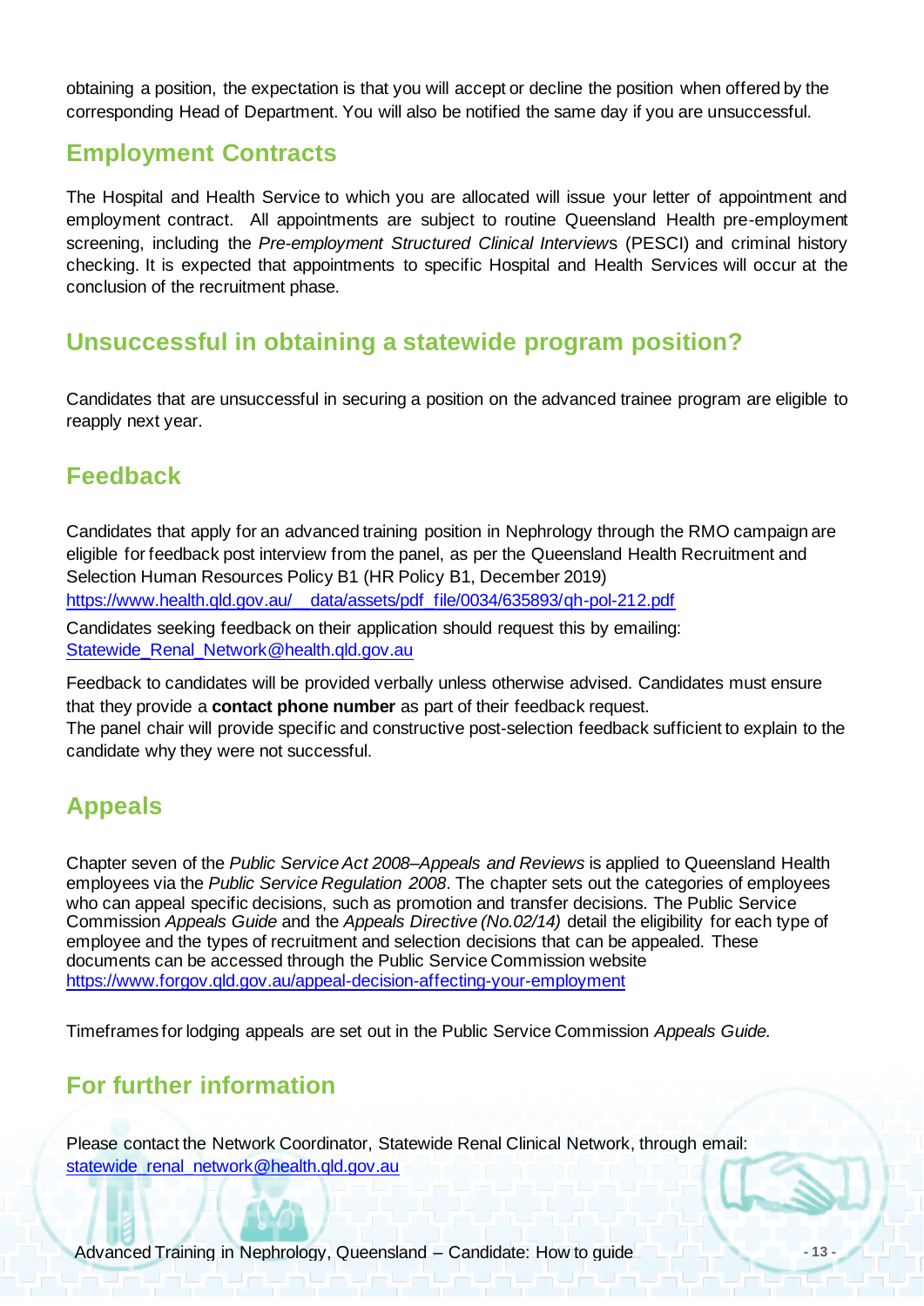obtaining a position, the expectation is that you will accept or decline the position when offered by the corresponding Head of Department. You will also be notified the same day if you are unsuccessful.

## Employment Contracts

The Hospital and Health Service to which you are allocated will issue your letter of appointment and employment contract. All appointments are subject to routine Queensland Health pre-employment screening, including the *Pre-employment Structured Clinical Interview*s (PESCI) and criminal history checking. It is expected that appointments to specific Hospital and Health Services will occur at the conclusion of the recruitment phase.

## Unsuccessful in obtaining a statewide program position?

Candidates that are unsuccessful in securing a position on the advanced trainee program are eligible to reapply next year.

## Feedback

Candidates that apply for an advanced training position in Nephrology through the RMO campaign are eligible for feedback post interview from the panel, as per the Queensland Health Recruitment and Selection Human Resources Policy B1 (HR Policy B1, December 2019) https://www.health.qld.gov.au/__data/assets/pdf_file/0034/635893/qh-pol-212.pdf

Candidates seeking feedback on their application should request this by emailing: Statewide_Renal_Network@health.qld.gov.au

Feedback to candidates will be provided verbally unless otherwise advised. Candidates must ensure that they provide a **contact phone number** as part of their feedback request.
The panel chair will provide specific and constructive post-selection feedback sufficient to explain to the candidate why they were not successful.

## Appeals

Chapter seven of the *Public Service Act 2008–Appeals and Reviews* is applied to Queensland Health employees via the *Public Service Regulation 2008*. The chapter sets out the categories of employees who can appeal specific decisions, such as promotion and transfer decisions. The Public Service Commission *Appeals Guide* and the *Appeals Directive (No.02/14)* detail the eligibility for each type of employee and the types of recruitment and selection decisions that can be appealed. These documents can be accessed through the Public Service Commission website https://www.forgov.qld.gov.au/appeal-decision-affecting-your-employment

Timeframes for lodging appeals are set out in the Public Service Commission *Appeals Guide.*

## For further information

Please contact the Network Coordinator, Statewide Renal Clinical Network, through email: statewide_renal_network@health.qld.gov.au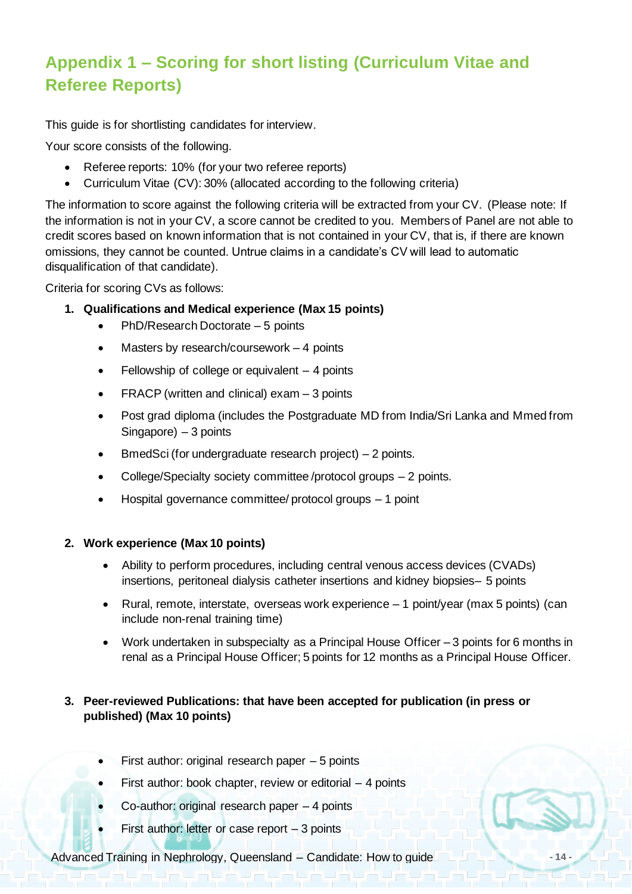## Appendix 1 – Scoring for short listing (Curriculum Vitae and Referee Reports)

This guide is for shortlisting candidates for interview.

Your score consists of the following.

- Referee reports: 10% (for your two referee reports)
- Curriculum Vitae (CV): 30% (allocated according to the following criteria)

The information to score against the following criteria will be extracted from your CV. (Please note: If the information is not in your CV, a score cannot be credited to you. Members of Panel are not able to credit scores based on known information that is not contained in your CV, that is, if there are known omissions, they cannot be counted. Untrue claims in a candidate's CV will lead to automatic disqualification of that candidate).

Criteria for scoring CVs as follows:

1. **Qualifications and Medical experience (Max 15 points)**
   - PhD/Research Doctorate – 5 points
   - Masters by research/coursework – 4 points
   - Fellowship of college or equivalent – 4 points
   - FRACP (written and clinical) exam – 3 points
   - Post grad diploma (includes the Postgraduate MD from India/Sri Lanka and Mmed from Singapore) – 3 points
   - BmedSci (for undergraduate research project) – 2 points.
   - College/Specialty society committee /protocol groups – 2 points.
   - Hospital governance committee/ protocol groups – 1 point

2. **Work experience (Max 10 points)**
   - Ability to perform procedures, including central venous access devices (CVADs) insertions, peritoneal dialysis catheter insertions and kidney biopsies– 5 points
   - Rural, remote, interstate, overseas work experience – 1 point/year (max 5 points) (can include non-renal training time)
   - Work undertaken in subspecialty as a Principal House Officer – 3 points for 6 months in renal as a Principal House Officer; 5 points for 12 months as a Principal House Officer.

3. **Peer-reviewed Publications: that have been accepted for publication (in press or published) (Max 10 points)**
   - First author: original research paper – 5 points
   - First author: book chapter, review or editorial – 4 points
   - Co-author: original research paper – 4 points
   - First author: letter or case report – 3 points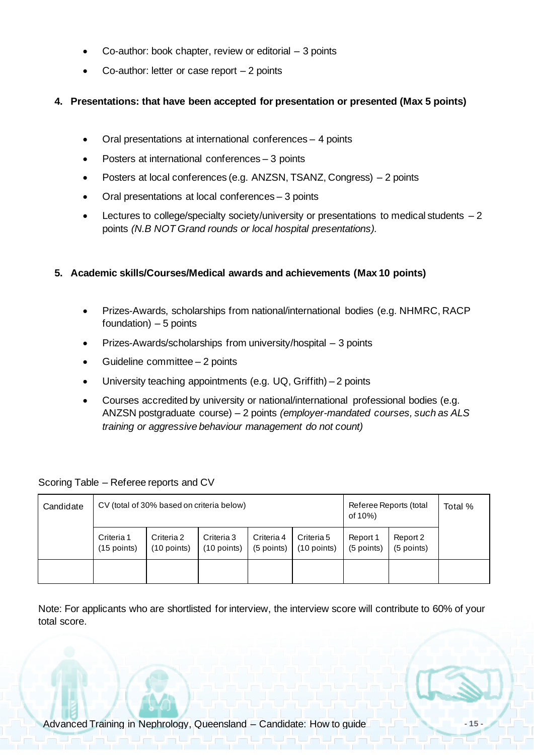- Co-author: book chapter, review or editorial – 3 points
- Co-author: letter or case report – 2 points

**4. Presentations: that have been accepted for presentation or presented (Max 5 points)**

- Oral presentations at international conferences – 4 points
- Posters at international conferences – 3 points
- Posters at local conferences (e.g. ANZSN, TSANZ, Congress) – 2 points
- Oral presentations at local conferences – 3 points
- Lectures to college/specialty society/university or presentations to medical students – 2 points *(N.B NOT Grand rounds or local hospital presentations).*

**5. Academic skills/Courses/Medical awards and achievements (Max 10 points)**

- Prizes-Awards, scholarships from national/international bodies (e.g. NHMRC, RACP foundation) – 5 points
- Prizes-Awards/scholarships from university/hospital – 3 points
- Guideline committee – 2 points
- University teaching appointments (e.g. UQ, Griffith) – 2 points
- Courses accredited by university or national/international professional bodies (e.g. ANZSN postgraduate course) – 2 points *(employer-mandated courses, such as ALS training or aggressive behaviour management do not count)*

Scoring Table – Referee reports and CV

| Candidate | CV (total of 30% based on criteria below) | | | | | Referee Reports (total of 10%) | | Total % |
|---|---|---|---|---|---|---|---|---|
| | Criteria 1 (15 points) | Criteria 2 (10 points) | Criteria 3 (10 points) | Criteria 4 (5 points) | Criteria 5 (10 points) | Report 1 (5 points) | Report 2 (5 points) | |
| | | | | | | | | |

Note: For applicants who are shortlisted for interview, the interview score will contribute to 60% of your total score.